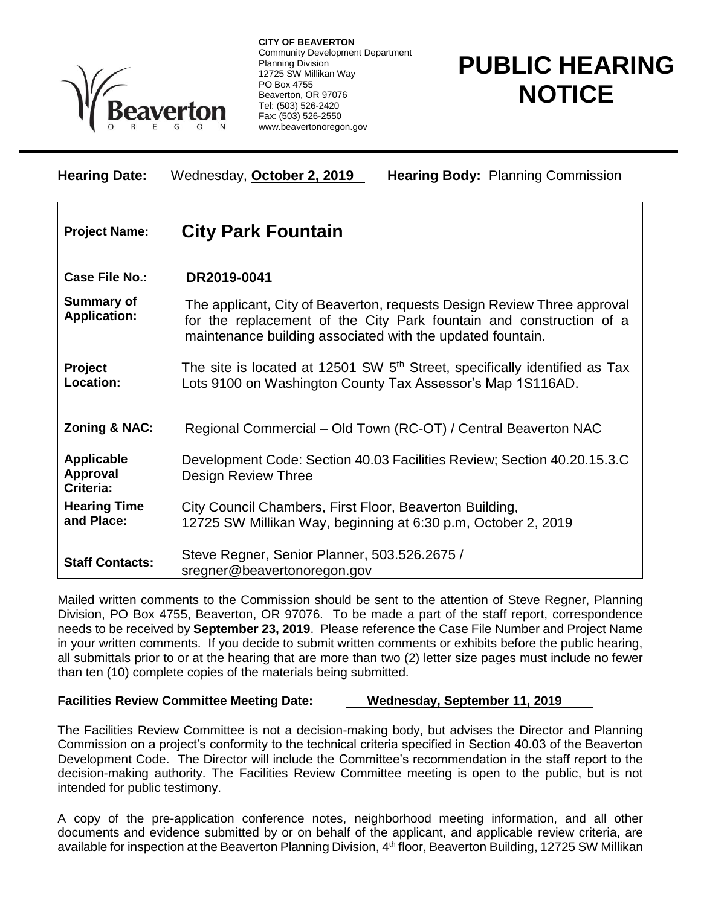**CITY OF BEAVERTON**
Community Development Department
Planning Division
12725 SW Millikan Way
PO Box 4755
Beaverton, OR 97076
Tel: (503) 526-2420
Fax: (503) 526-2550
www.beavertonoregon.gov

# PUBLIC HEARING NOTICE

**Hearing Date:** Wednesday, **October 2, 2019** **Hearing Body:** Planning Commission

| | |
|---|---|
| **Project Name:** | **City Park Fountain** |
| **Case File No.:** | **DR2019-0041** |
| **Summary of Application:** | The applicant, City of Beaverton, requests Design Review Three approval for the replacement of the City Park fountain and construction of a maintenance building associated with the updated fountain. |
| **Project Location:** | The site is located at 12501 SW 5th Street, specifically identified as Tax Lots 9100 on Washington County Tax Assessor's Map 1S116AD. |
| **Zoning & NAC:** | Regional Commercial – Old Town (RC-OT) / Central Beaverton NAC |
| **Applicable Approval Criteria:** | Development Code: Section 40.03 Facilities Review; Section 40.20.15.3.C Design Review Three |
| **Hearing Time and Place:** | City Council Chambers, First Floor, Beaverton Building, 12725 SW Millikan Way, beginning at 6:30 p.m, October 2, 2019 |
| **Staff Contacts:** | Steve Regner, Senior Planner, 503.526.2675 / sregner@beavertonoregon.gov |

Mailed written comments to the Commission should be sent to the attention of Steve Regner, Planning Division, PO Box 4755, Beaverton, OR 97076. To be made a part of the staff report, correspondence needs to be received by **September 23, 2019**. Please reference the Case File Number and Project Name in your written comments. If you decide to submit written comments or exhibits before the public hearing, all submittals prior to or at the hearing that are more than two (2) letter size pages must include no fewer than ten (10) complete copies of the materials being submitted.

**Facilities Review Committee Meeting Date:** **Wednesday, September 11, 2019**

The Facilities Review Committee is not a decision-making body, but advises the Director and Planning Commission on a project's conformity to the technical criteria specified in Section 40.03 of the Beaverton Development Code. The Director will include the Committee's recommendation in the staff report to the decision-making authority. The Facilities Review Committee meeting is open to the public, but is not intended for public testimony.

A copy of the pre-application conference notes, neighborhood meeting information, and all other documents and evidence submitted by or on behalf of the applicant, and applicable review criteria, are available for inspection at the Beaverton Planning Division, 4th floor, Beaverton Building, 12725 SW Millikan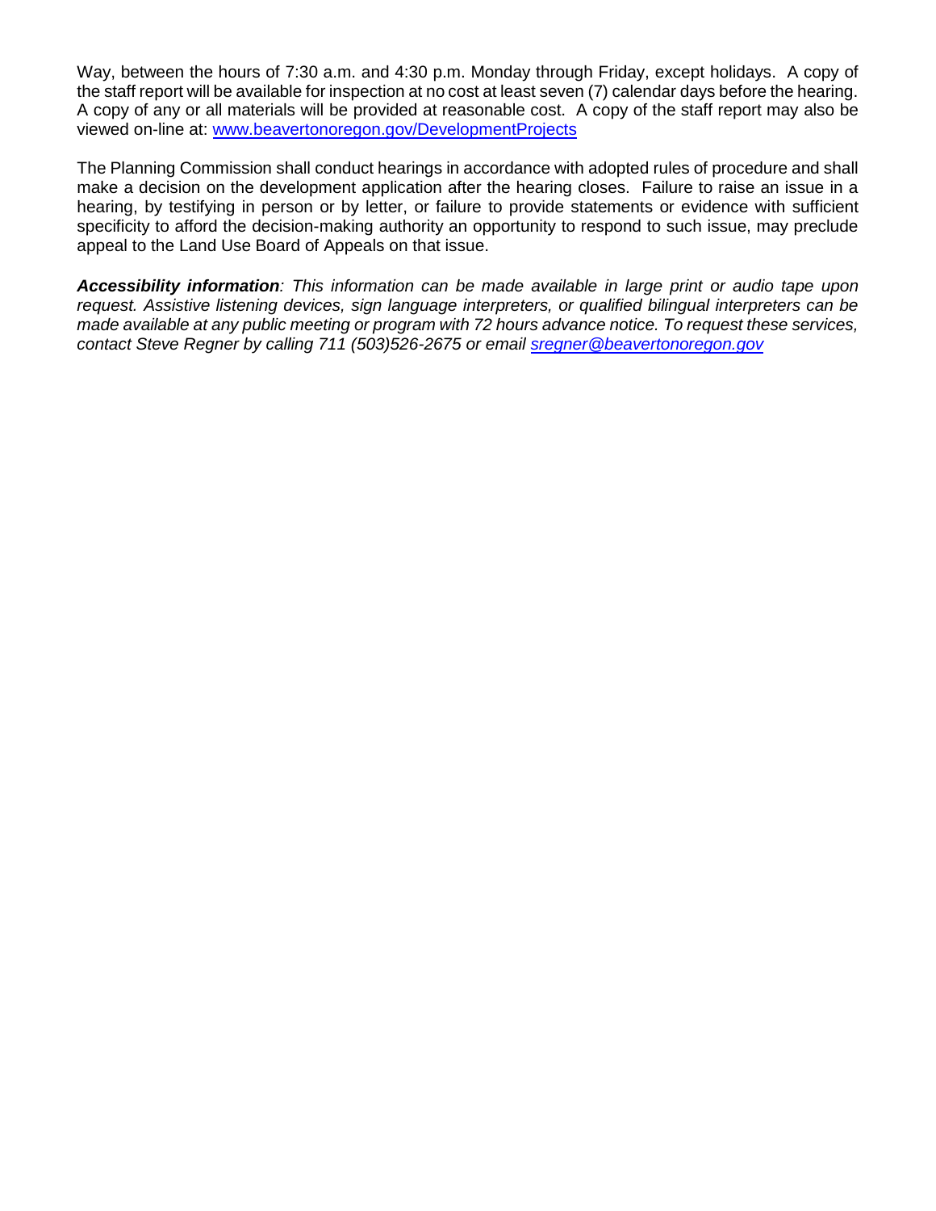Way, between the hours of 7:30 a.m. and 4:30 p.m. Monday through Friday, except holidays. A copy of the staff report will be available for inspection at no cost at least seven (7) calendar days before the hearing. A copy of any or all materials will be provided at reasonable cost. A copy of the staff report may also be viewed on-line at: www.beavertonoregon.gov/DevelopmentProjects

The Planning Commission shall conduct hearings in accordance with adopted rules of procedure and shall make a decision on the development application after the hearing closes. Failure to raise an issue in a hearing, by testifying in person or by letter, or failure to provide statements or evidence with sufficient specificity to afford the decision-making authority an opportunity to respond to such issue, may preclude appeal to the Land Use Board of Appeals on that issue.

***Accessibility information****: This information can be made available in large print or audio tape upon request. Assistive listening devices, sign language interpreters, or qualified bilingual interpreters can be made available at any public meeting or program with 72 hours advance notice. To request these services, contact Steve Regner by calling 711 (503)526-2675 or email sregner@beavertonoregon.gov*